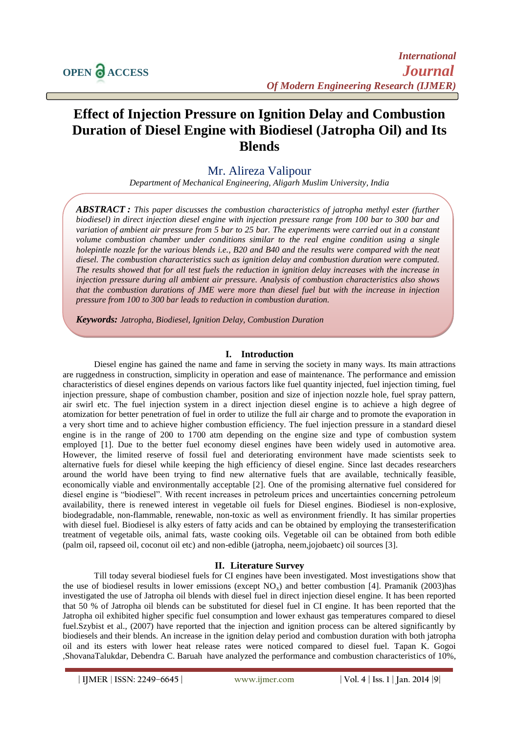# Effect of Injection Pressure on Ignition Delay and Combustion Duration of Diesel Engine with Biodiesel (Jatropha Oil) and Its Blends

## Mr. Alireza Valipour

*Department of Mechanical Engineering, Aligarh Muslim University, India*

***ABSTRACT :*** *This paper discusses the combustion characteristics of jatropha methyl ester (further biodiesel) in direct injection diesel engine with injection pressure range from 100 bar to 300 bar and variation of ambient air pressure from 5 bar to 25 bar. The experiments were carried out in a constant volume combustion chamber under conditions similar to the real engine condition using a single holepintle nozzle for the various blends i.e., B20 and B40 and the results were compared with the neat diesel. The combustion characteristics such as ignition delay and combustion duration were computed. The results showed that for all test fuels the reduction in ignition delay increases with the increase in injection pressure during all ambient air pressure. Analysis of combustion characteristics also shows that the combustion durations of JME were more than diesel fuel but with the increase in injection pressure from 100 to 300 bar leads to reduction in combustion duration.*

***Keywords:*** *Jatropha, Biodiesel, Ignition Delay, Combustion Duration*

## I. Introduction

Diesel engine has gained the name and fame in serving the society in many ways. Its main attractions are ruggedness in construction, simplicity in operation and ease of maintenance. The performance and emission characteristics of diesel engines depends on various factors like fuel quantity injected, fuel injection timing, fuel injection pressure, shape of combustion chamber, position and size of injection nozzle hole, fuel spray pattern, air swirl etc. The fuel injection system in a direct injection diesel engine is to achieve a high degree of atomization for better penetration of fuel in order to utilize the full air charge and to promote the evaporation in a very short time and to achieve higher combustion efficiency. The fuel injection pressure in a standard diesel engine is in the range of 200 to 1700 atm depending on the engine size and type of combustion system employed [1]. Due to the better fuel economy diesel engines have been widely used in automotive area. However, the limited reserve of fossil fuel and deteriorating environment have made scientists seek to alternative fuels for diesel while keeping the high efficiency of diesel engine. Since last decades researchers around the world have been trying to find new alternative fuels that are available, technically feasible, economically viable and environmentally acceptable [2]. One of the promising alternative fuel considered for diesel engine is "biodiesel". With recent increases in petroleum prices and uncertainties concerning petroleum availability, there is renewed interest in vegetable oil fuels for Diesel engines. Biodiesel is non-explosive, biodegradable, non-flammable, renewable, non-toxic as well as environment friendly. It has similar properties with diesel fuel. Biodiesel is alky esters of fatty acids and can be obtained by employing the transesterification treatment of vegetable oils, animal fats, waste cooking oils. Vegetable oil can be obtained from both edible (palm oil, rapseed oil, coconut oil etc) and non-edible (jatropha, neem,jojobaetc) oil sources [3].

## II. Literature Survey

Till today several biodiesel fuels for CI engines have been investigated. Most investigations show that the use of biodiesel results in lower emissions (except $NO_x$) and better combustion [4]. Pramanik (2003)has investigated the use of Jatropha oil blends with diesel fuel in direct injection diesel engine. It has been reported that 50 % of Jatropha oil blends can be substituted for diesel fuel in CI engine. It has been reported that the Jatropha oil exhibited higher specific fuel consumption and lower exhaust gas temperatures compared to diesel fuel.Szybist et al., (2007) have reported that the injection and ignition process can be altered significantly by biodiesels and their blends. An increase in the ignition delay period and combustion duration with both jatropha oil and its esters with lower heat release rates were noticed compared to diesel fuel. Tapan K. Gogoi ,ShovanaTalukdar, Debendra C. Baruah have analyzed the performance and combustion characteristics of 10%,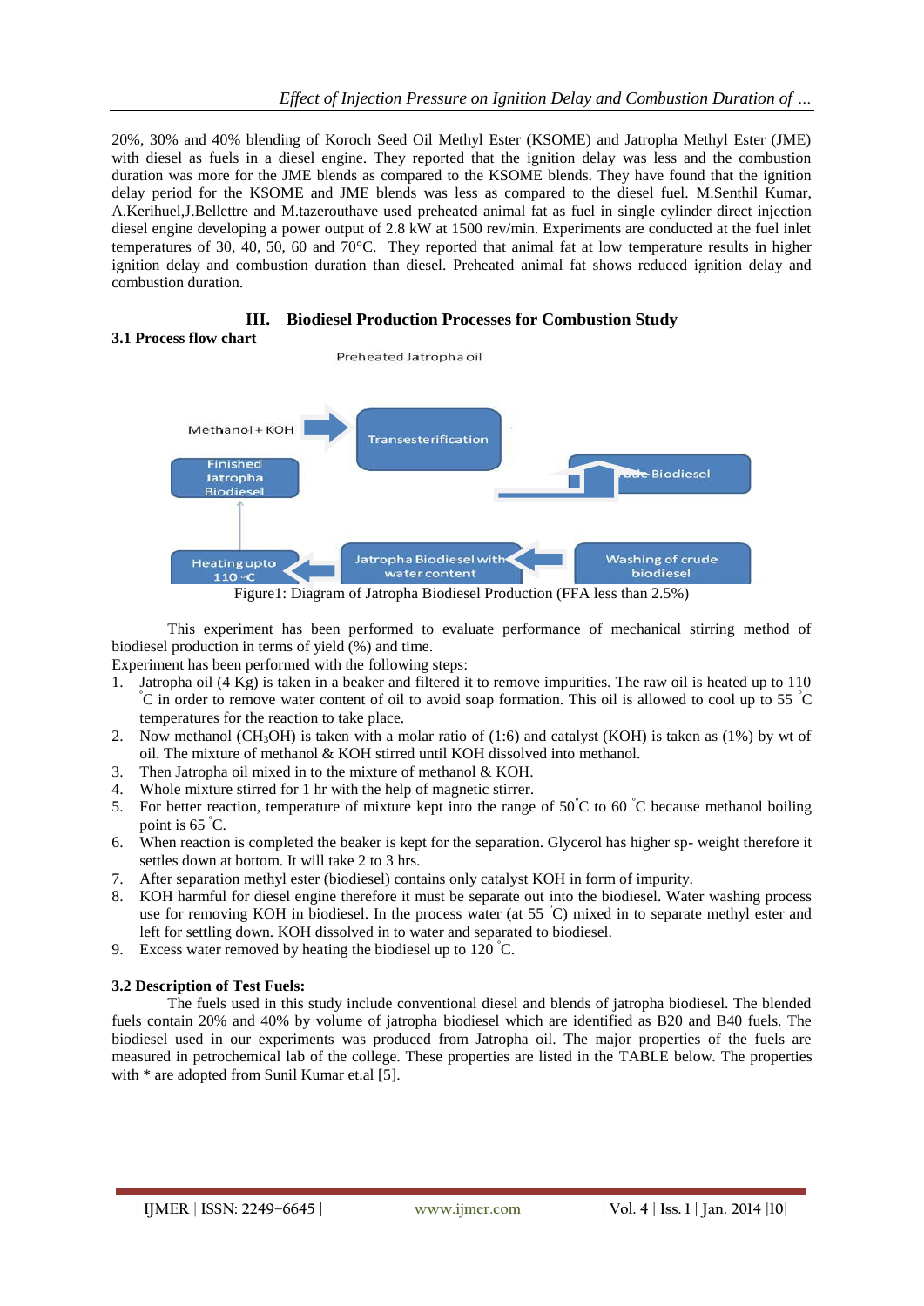20%, 30% and 40% blending of Koroch Seed Oil Methyl Ester (KSOME) and Jatropha Methyl Ester (JME) with diesel as fuels in a diesel engine. They reported that the ignition delay was less and the combustion duration was more for the JME blends as compared to the KSOME blends. They have found that the ignition delay period for the KSOME and JME blends was less as compared to the diesel fuel. M.Senthil Kumar, A.Kerihuel,J.Bellettre and M.tazerouthave used preheated animal fat as fuel in single cylinder direct injection diesel engine developing a power output of 2.8 kW at 1500 rev/min. Experiments are conducted at the fuel inlet temperatures of 30, 40, 50, 60 and 70°C. They reported that animal fat at low temperature results in higher ignition delay and combustion duration than diesel. Preheated animal fat shows reduced ignition delay and combustion duration.

## III. Biodiesel Production Processes for Combustion Study

### 3.1 Process flow chart

Preheated Jatropha oil

Methanol + KOH → Transesterification → Crude Biodiesel → Washing of crude biodiesel → Jatropha Biodiesel with water content → Heating upto 110 °C → Finished Jatropha Biodiesel

Figure1: Diagram of Jatropha Biodiesel Production (FFA less than 2.5%)

This experiment has been performed to evaluate performance of mechanical stirring method of biodiesel production in terms of yield (%) and time.

Experiment has been performed with the following steps:

1. Jatropha oil (4 Kg) is taken in a beaker and filtered it to remove impurities. The raw oil is heated up to 110 °C in order to remove water content of oil to avoid soap formation. This oil is allowed to cool up to 55 °C temperatures for the reaction to take place.
2. Now methanol ($CH_3OH$) is taken with a molar ratio of (1:6) and catalyst (KOH) is taken as (1%) by wt of oil. The mixture of methanol & KOH stirred until KOH dissolved into methanol.
3. Then Jatropha oil mixed in to the mixture of methanol & KOH.
4. Whole mixture stirred for 1 hr with the help of magnetic stirrer.
5. For better reaction, temperature of mixture kept into the range of 50°C to 60 °C because methanol boiling point is 65 °C.
6. When reaction is completed the beaker is kept for the separation. Glycerol has higher sp- weight therefore it settles down at bottom. It will take 2 to 3 hrs.
7. After separation methyl ester (biodiesel) contains only catalyst KOH in form of impurity.
8. KOH harmful for diesel engine therefore it must be separate out into the biodiesel. Water washing process use for removing KOH in biodiesel. In the process water (at 55 °C) mixed in to separate methyl ester and left for settling down. KOH dissolved in to water and separated to biodiesel.
9. Excess water removed by heating the biodiesel up to 120 °C.

### 3.2 Description of Test Fuels:

The fuels used in this study include conventional diesel and blends of jatropha biodiesel. The blended fuels contain 20% and 40% by volume of jatropha biodiesel which are identified as B20 and B40 fuels. The biodiesel used in our experiments was produced from Jatropha oil. The major properties of the fuels are measured in petrochemical lab of the college. These properties are listed in the TABLE below. The properties with * are adopted from Sunil Kumar et.al [5].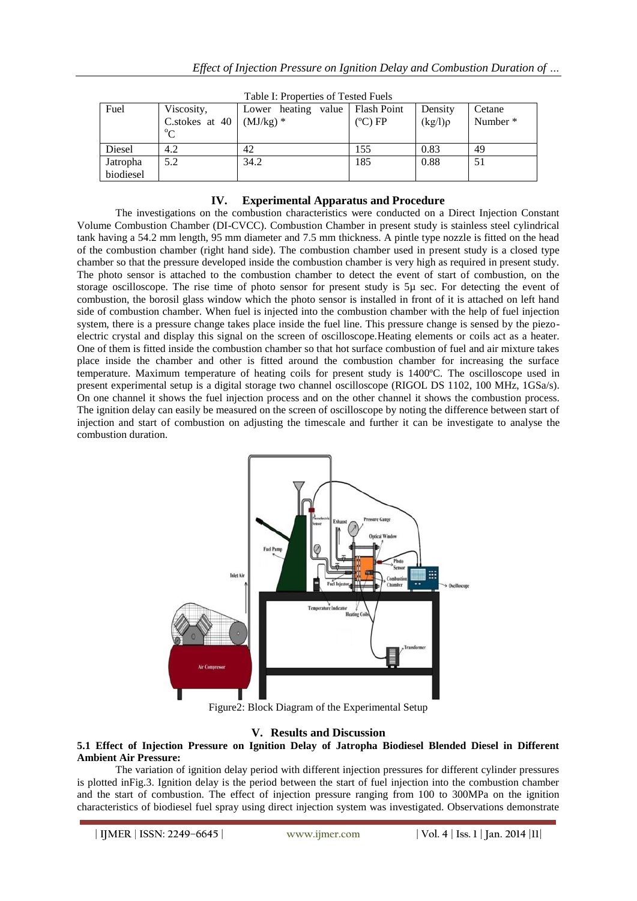Table I: Properties of Tested Fuels

| Fuel | Viscosity, C.stokes at 40 °C | Lower heating value (MJ/kg) * | Flash Point (ºC) FP | Density (kg/l)ρ | Cetane Number * |
|---|---|---|---|---|---|
| Diesel | 4.2 | 42 | 155 | 0.83 | 49 |
| Jatropha biodiesel | 5.2 | 34.2 | 185 | 0.88 | 51 |

## IV. Experimental Apparatus and Procedure

The investigations on the combustion characteristics were conducted on a Direct Injection Constant Volume Combustion Chamber (DI-CVCC). Combustion Chamber in present study is stainless steel cylindrical tank having a 54.2 mm length, 95 mm diameter and 7.5 mm thickness. A pintle type nozzle is fitted on the head of the combustion chamber (right hand side). The combustion chamber used in present study is a closed type chamber so that the pressure developed inside the combustion chamber is very high as required in present study. The photo sensor is attached to the combustion chamber to detect the event of start of combustion, on the storage oscilloscope. The rise time of photo sensor for present study is 5µ sec. For detecting the event of combustion, the borosil glass window which the photo sensor is installed in front of it is attached on left hand side of combustion chamber. When fuel is injected into the combustion chamber with the help of fuel injection system, there is a pressure change takes place inside the fuel line. This pressure change is sensed by the piezo-electric crystal and display this signal on the screen of oscilloscope.Heating elements or coils act as a heater. One of them is fitted inside the combustion chamber so that hot surface combustion of fuel and air mixture takes place inside the chamber and other is fitted around the combustion chamber for increasing the surface temperature. Maximum temperature of heating coils for present study is 1400ºC. The oscilloscope used in present experimental setup is a digital storage two channel oscilloscope (RIGOL DS 1102, 100 MHz, 1GSa/s). On one channel it shows the fuel injection process and on the other channel it shows the combustion process. The ignition delay can easily be measured on the screen of oscilloscope by noting the difference between start of injection and start of combustion on adjusting the timescale and further it can be investigate to analyse the combustion duration.

Figure2: Block Diagram of the Experimental Setup

## V. Results and Discussion

### 5.1 Effect of Injection Pressure on Ignition Delay of Jatropha Biodiesel Blended Diesel in Different Ambient Air Pressure:

The variation of ignition delay period with different injection pressures for different cylinder pressures is plotted inFig.3. Ignition delay is the period between the start of fuel injection into the combustion chamber and the start of combustion. The effect of injection pressure ranging from 100 to 300MPa on the ignition characteristics of biodiesel fuel spray using direct injection system was investigated. Observations demonstrate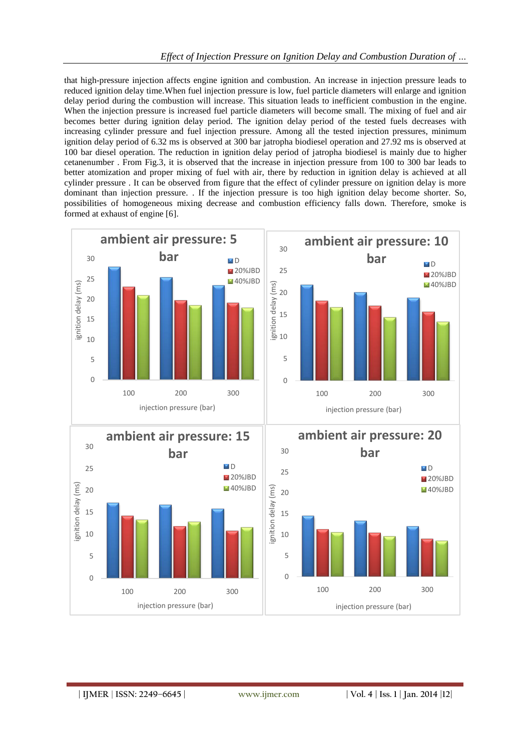that high-pressure injection affects engine ignition and combustion. An increase in injection pressure leads to reduced ignition delay time.When fuel injection pressure is low, fuel particle diameters will enlarge and ignition delay period during the combustion will increase. This situation leads to inefficient combustion in the engine. When the injection pressure is increased fuel particle diameters will become small. The mixing of fuel and air becomes better during ignition delay period. The ignition delay period of the tested fuels decreases with increasing cylinder pressure and fuel injection pressure. Among all the tested injection pressures, minimum ignition delay period of 6.32 ms is observed at 300 bar jatropha biodiesel operation and 27.92 ms is observed at 100 bar diesel operation. The reduction in ignition delay period of jatropha biodiesel is mainly due to higher cetanenumber . From Fig.3, it is observed that the increase in injection pressure from 100 to 300 bar leads to better atomization and proper mixing of fuel with air, there by reduction in ignition delay is achieved at all cylinder pressure . It can be observed from figure that the effect of cylinder pressure on ignition delay is more dominant than injection pressure. . If the injection pressure is too high ignition delay become shorter. So, possibilities of homogeneous mixing decrease and combustion efficiency falls down. Therefore, smoke is formed at exhaust of engine [6].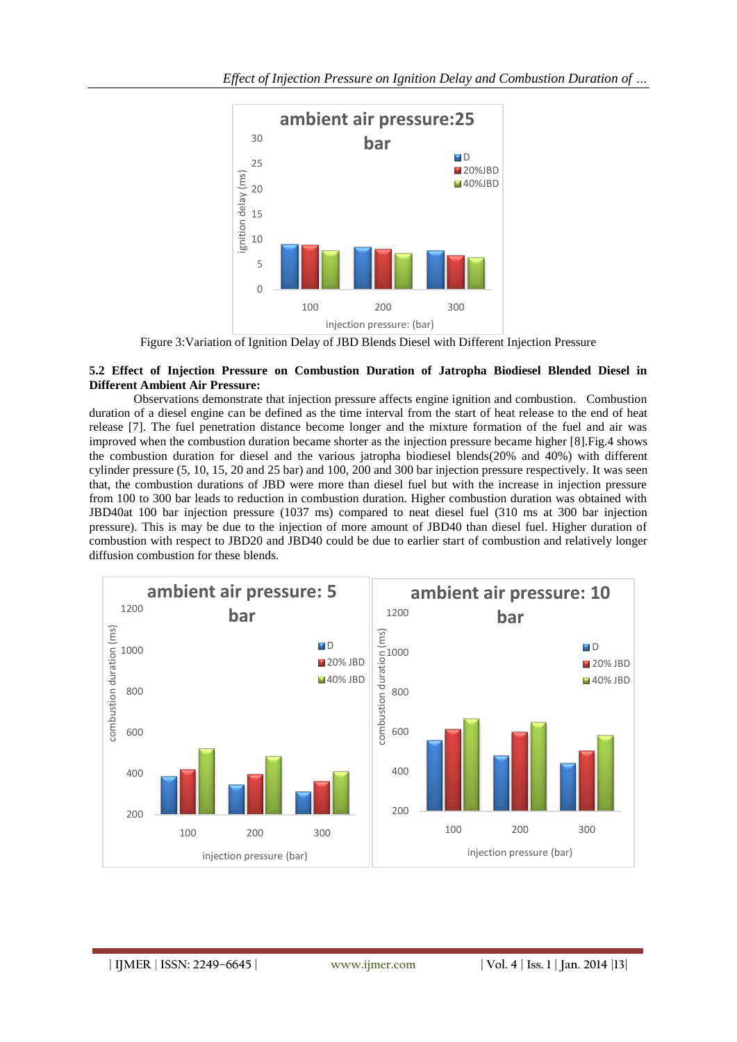Figure 3:Variation of Ignition Delay of JBD Blends Diesel with Different Injection Pressure

**5.2 Effect of Injection Pressure on Combustion Duration of Jatropha Biodiesel Blended Diesel in Different Ambient Air Pressure:**

Observations demonstrate that injection pressure affects engine ignition and combustion. Combustion duration of a diesel engine can be defined as the time interval from the start of heat release to the end of heat release [7]. The fuel penetration distance become longer and the mixture formation of the fuel and air was improved when the combustion duration became shorter as the injection pressure became higher [8].Fig.4 shows the combustion duration for diesel and the various jatropha biodiesel blends(20% and 40%) with different cylinder pressure (5, 10, 15, 20 and 25 bar) and 100, 200 and 300 bar injection pressure respectively. It was seen that, the combustion durations of JBD were more than diesel fuel but with the increase in injection pressure from 100 to 300 bar leads to reduction in combustion duration. Higher combustion duration was obtained with JBD40at 100 bar injection pressure (1037 ms) compared to neat diesel fuel (310 ms at 300 bar injection pressure). This is may be due to the injection of more amount of JBD40 than diesel fuel. Higher duration of combustion with respect to JBD20 and JBD40 could be due to earlier start of combustion and relatively longer diffusion combustion for these blends.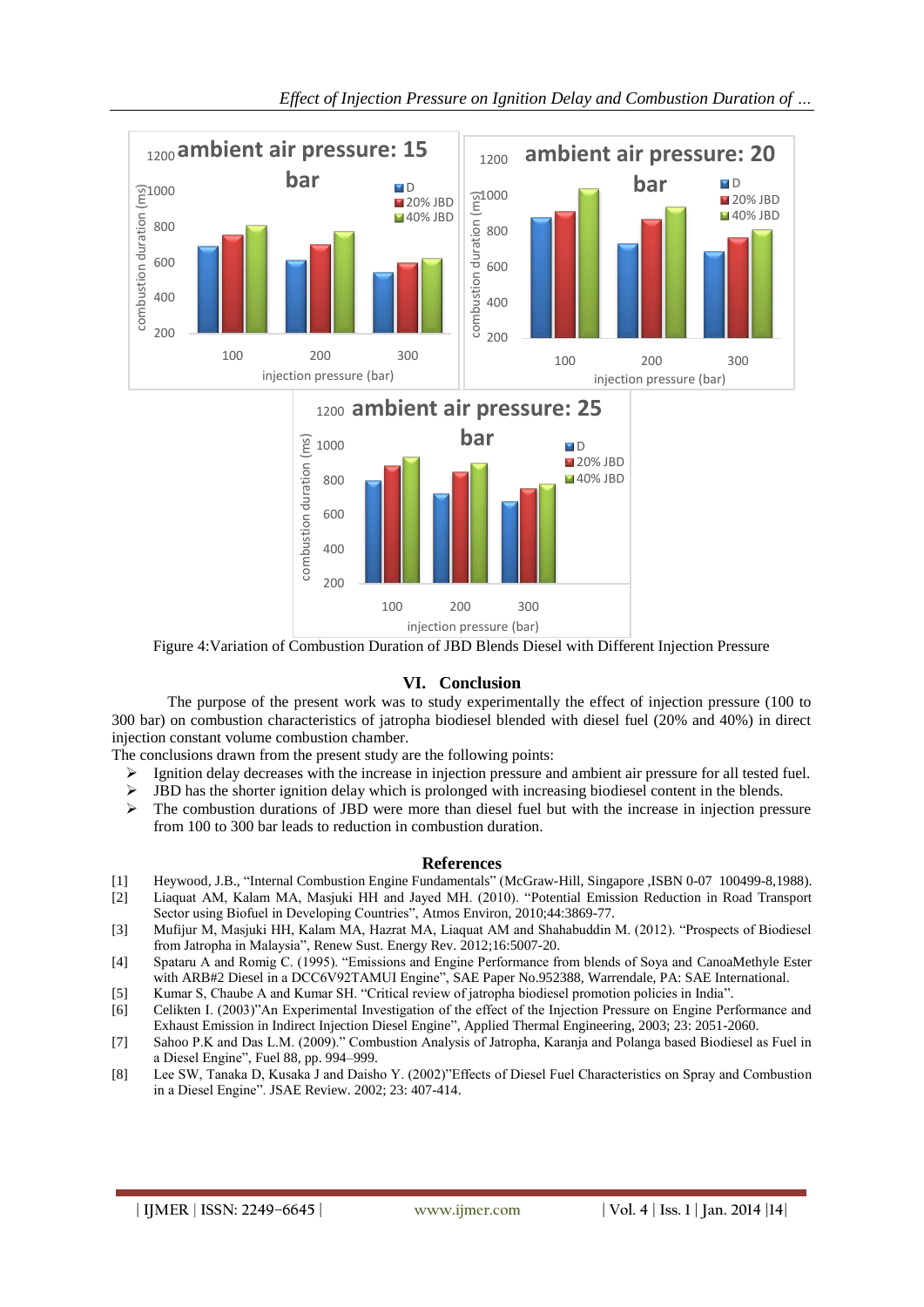ambient air pressure: 15 bar

1200
1000
800
600
400
200

combustion duration (ms)

100 200 300

injection pressure (bar)

D
20% JBD
40% JBD

ambient air pressure: 20 bar

1200
1000
800
600
400
200

combustion duration (ms)

100 200 300

injection pressure (bar)

D
20% JBD
40% JBD

ambient air pressure: 25 bar

1200
1000
800
600
400
200

combustion duration (ms)

100 200 300

injection pressure (bar)

D
20% JBD
40% JBD

Figure 4:Variation of Combustion Duration of JBD Blends Diesel with Different Injection Pressure

## VI. Conclusion

The purpose of the present work was to study experimentally the effect of injection pressure (100 to 300 bar) on combustion characteristics of jatropha biodiesel blended with diesel fuel (20% and 40%) in direct injection constant volume combustion chamber.

The conclusions drawn from the present study are the following points:

- Ignition delay decreases with the increase in injection pressure and ambient air pressure for all tested fuel.
- JBD has the shorter ignition delay which is prolonged with increasing biodiesel content in the blends.
- The combustion durations of JBD were more than diesel fuel but with the increase in injection pressure from 100 to 300 bar leads to reduction in combustion duration.

## References

[1] Heywood, J.B., "Internal Combustion Engine Fundamentals" (McGraw-Hill, Singapore ,ISBN 0-07 100499-8,1988).

[2] Liaquat AM, Kalam MA, Masjuki HH and Jayed MH. (2010). "Potential Emission Reduction in Road Transport Sector using Biofuel in Developing Countries", Atmos Environ, 2010;44:3869-77.

[3] Mufijur M, Masjuki HH, Kalam MA, Hazrat MA, Liaquat AM and Shahabuddin M. (2012). "Prospects of Biodiesel from Jatropha in Malaysia", Renew Sust. Energy Rev. 2012;16:5007-20.

[4] Spataru A and Romig C. (1995). "Emissions and Engine Performance from blends of Soya and CanoaMethyle Ester with ARB#2 Diesel in a DCC6V92TAMUI Engine", SAE Paper No.952388, Warrendale, PA: SAE International.

[5] Kumar S, Chaube A and Kumar SH. "Critical review of jatropha biodiesel promotion policies in India".

[6] Celikten I. (2003)"An Experimental Investigation of the effect of the Injection Pressure on Engine Performance and Exhaust Emission in Indirect Injection Diesel Engine", Applied Thermal Engineering, 2003; 23: 2051-2060.

[7] Sahoo P.K and Das L.M. (2009)." Combustion Analysis of Jatropha, Karanja and Polanga based Biodiesel as Fuel in a Diesel Engine", Fuel 88, pp. 994–999.

[8] Lee SW, Tanaka D, Kusaka J and Daisho Y. (2002)"Effects of Diesel Fuel Characteristics on Spray and Combustion in a Diesel Engine". JSAE Review. 2002; 23: 407-414.